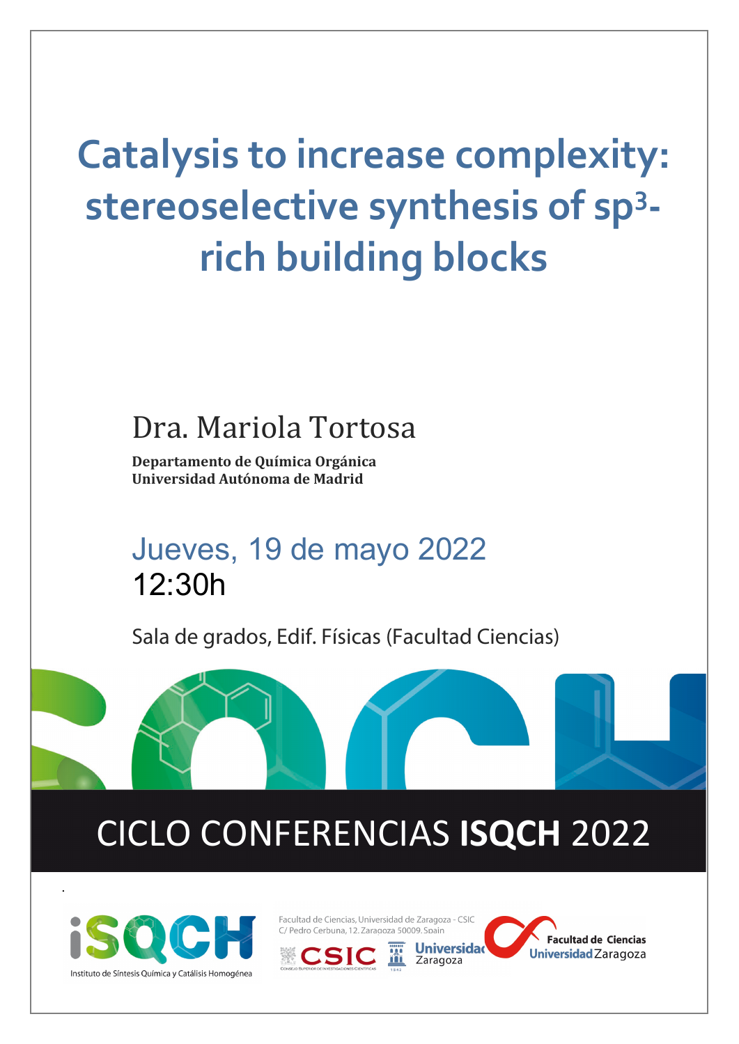# Catalysis to increase complexity: stereoselective synthesis of $sp^3$-rich building blocks

Dra. Mariola Tortosa

**Departamento de Química Orgánica**
**Universidad Autónoma de Madrid**

Jueves, 19 de mayo 2022
12:30h

Sala de grados, Edif. Físicas (Facultad Ciencias)

## CICLO CONFERENCIAS **ISQCH** 2022

iSQCH
Instituto de Síntesis Química y Catálisis Homogénea

Facultad de Ciencias, Universidad de Zaragoza - CSIC
C/ Pedro Cerbuna, 12. Zaragoza 50009. Spain

CSIC
Universidad Zaragoza
Facultad de Ciencias Universidad Zaragoza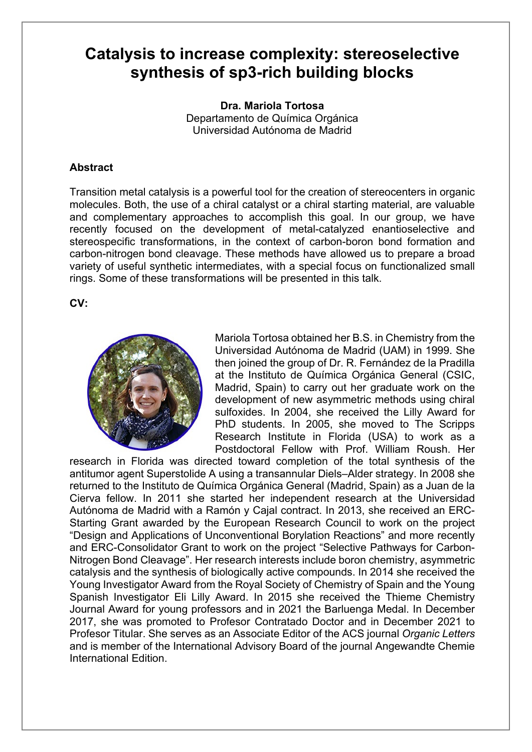# Catalysis to increase complexity: stereoselective synthesis of sp3-rich building blocks

**Dra. Mariola Tortosa**
Departamento de Química Orgánica
Universidad Autónoma de Madrid

**Abstract**

Transition metal catalysis is a powerful tool for the creation of stereocenters in organic molecules. Both, the use of a chiral catalyst or a chiral starting material, are valuable and complementary approaches to accomplish this goal. In our group, we have recently focused on the development of metal-catalyzed enantioselective and stereospecific transformations, in the context of carbon-boron bond formation and carbon-nitrogen bond cleavage. These methods have allowed us to prepare a broad variety of useful synthetic intermediates, with a special focus on functionalized small rings. Some of these transformations will be presented in this talk.

**CV:**

Mariola Tortosa obtained her B.S. in Chemistry from the Universidad Autónoma de Madrid (UAM) in 1999. She then joined the group of Dr. R. Fernández de la Pradilla at the Instituto de Química Orgánica General (CSIC, Madrid, Spain) to carry out her graduate work on the development of new asymmetric methods using chiral sulfoxides. In 2004, she received the Lilly Award for PhD students. In 2005, she moved to The Scripps Research Institute in Florida (USA) to work as a Postdoctoral Fellow with Prof. William Roush. Her research in Florida was directed toward completion of the total synthesis of the antitumor agent Superstolide A using a transannular Diels–Alder strategy. In 2008 she returned to the Instituto de Química Orgánica General (Madrid, Spain) as a Juan de la Cierva fellow. In 2011 she started her independent research at the Universidad Autónoma de Madrid with a Ramón y Cajal contract. In 2013, she received an ERC-Starting Grant awarded by the European Research Council to work on the project "Design and Applications of Unconventional Borylation Reactions" and more recently and ERC-Consolidator Grant to work on the project "Selective Pathways for Carbon-Nitrogen Bond Cleavage". Her research interests include boron chemistry, asymmetric catalysis and the synthesis of biologically active compounds. In 2014 she received the Young Investigator Award from the Royal Society of Chemistry of Spain and the Young Spanish Investigator Eli Lilly Award. In 2015 she received the Thieme Chemistry Journal Award for young professors and in 2021 the Barluenga Medal. In December 2017, she was promoted to Profesor Contratado Doctor and in December 2021 to Profesor Titular. She serves as an Associate Editor of the ACS journal *Organic Letters* and is member of the International Advisory Board of the journal Angewandte Chemie International Edition.